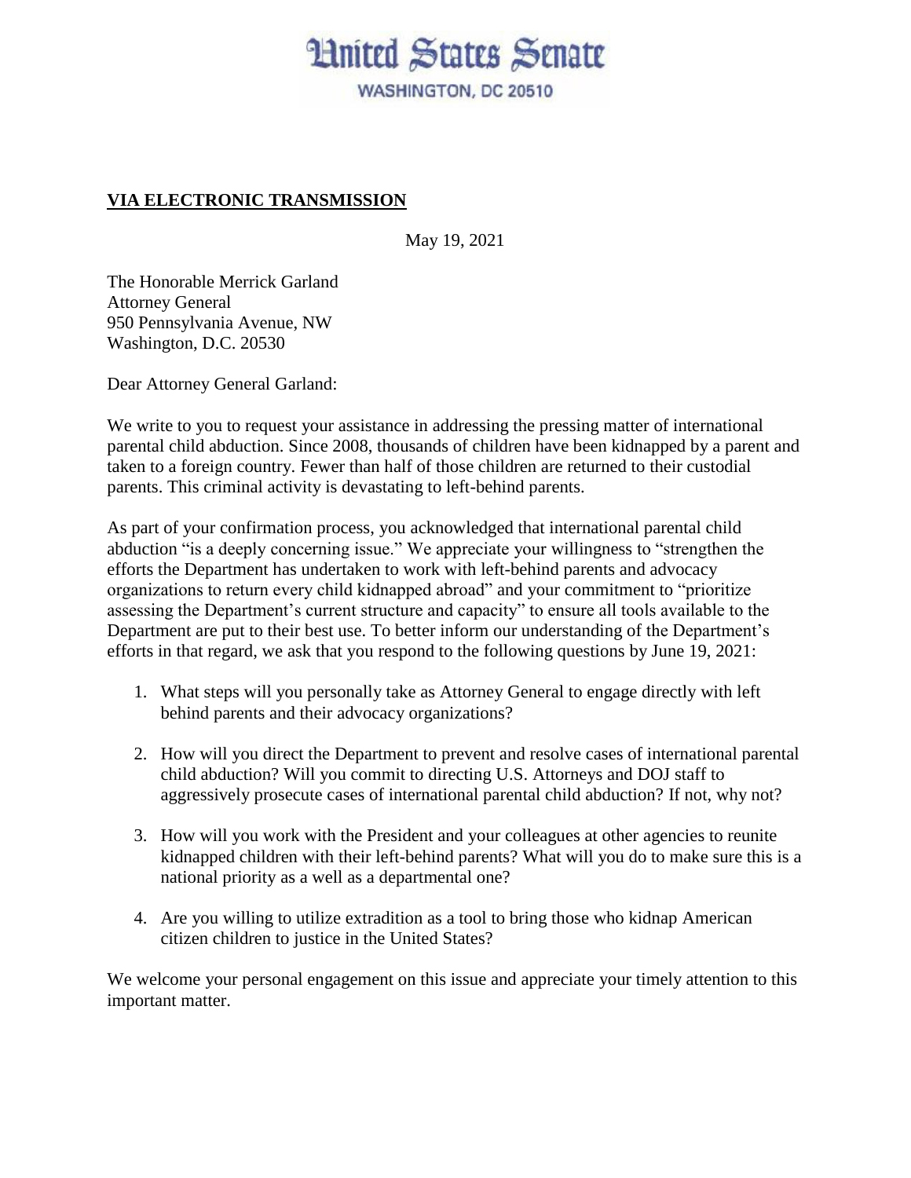# United States Senate

WASHINGTON, DC 20510

**VIA ELECTRONIC TRANSMISSION**

May 19, 2021

The Honorable Merrick Garland
Attorney General
950 Pennsylvania Avenue, NW
Washington, D.C. 20530

Dear Attorney General Garland:

We write to you to request your assistance in addressing the pressing matter of international parental child abduction. Since 2008, thousands of children have been kidnapped by a parent and taken to a foreign country. Fewer than half of those children are returned to their custodial parents. This criminal activity is devastating to left-behind parents.

As part of your confirmation process, you acknowledged that international parental child abduction "is a deeply concerning issue." We appreciate your willingness to "strengthen the efforts the Department has undertaken to work with left-behind parents and advocacy organizations to return every child kidnapped abroad" and your commitment to "prioritize assessing the Department's current structure and capacity" to ensure all tools available to the Department are put to their best use. To better inform our understanding of the Department's efforts in that regard, we ask that you respond to the following questions by June 19, 2021:

1. What steps will you personally take as Attorney General to engage directly with left behind parents and their advocacy organizations?

2. How will you direct the Department to prevent and resolve cases of international parental child abduction? Will you commit to directing U.S. Attorneys and DOJ staff to aggressively prosecute cases of international parental child abduction? If not, why not?

3. How will you work with the President and your colleagues at other agencies to reunite kidnapped children with their left-behind parents? What will you do to make sure this is a national priority as a well as a departmental one?

4. Are you willing to utilize extradition as a tool to bring those who kidnap American citizen children to justice in the United States?

We welcome your personal engagement on this issue and appreciate your timely attention to this important matter.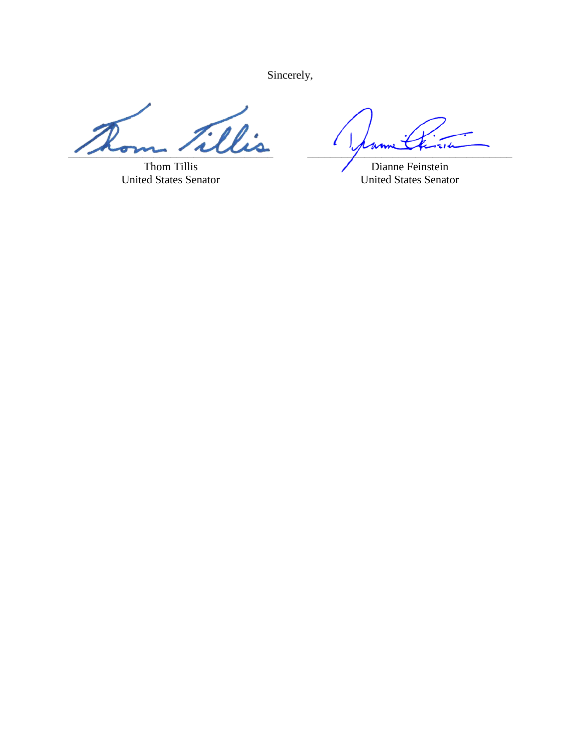Sincerely,

Thom Tillis
United States Senator

Dianne Feinstein
United States Senator